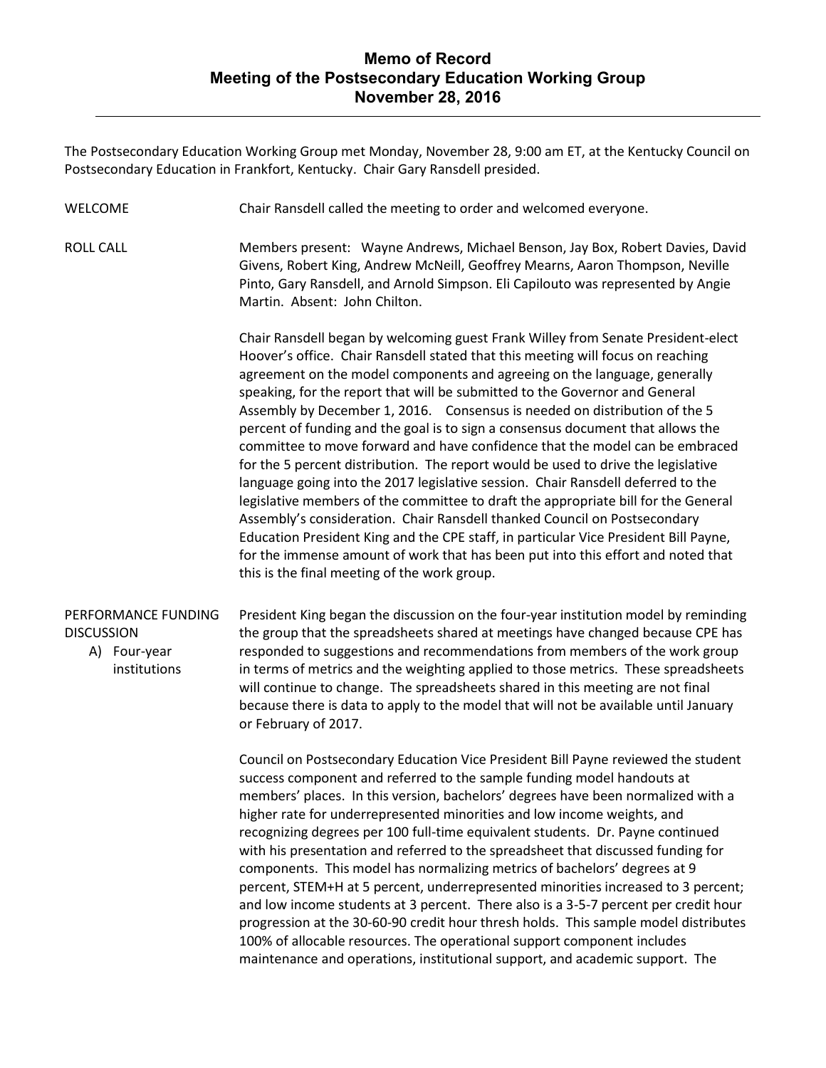# Memo of Record
## Meeting of the Postsecondary Education Working Group
## November 28, 2016

The Postsecondary Education Working Group met Monday, November 28, 9:00 am ET, at the Kentucky Council on Postsecondary Education in Frankfort, Kentucky. Chair Gary Ransdell presided.

**WELCOME**

Chair Ransdell called the meeting to order and welcomed everyone.

**ROLL CALL**

Members present: Wayne Andrews, Michael Benson, Jay Box, Robert Davies, David Givens, Robert King, Andrew McNeill, Geoffrey Mearns, Aaron Thompson, Neville Pinto, Gary Ransdell, and Arnold Simpson. Eli Capilouto was represented by Angie Martin. Absent: John Chilton.

Chair Ransdell began by welcoming guest Frank Willey from Senate President-elect Hoover's office. Chair Ransdell stated that this meeting will focus on reaching agreement on the model components and agreeing on the language, generally speaking, for the report that will be submitted to the Governor and General Assembly by December 1, 2016. Consensus is needed on distribution of the 5 percent of funding and the goal is to sign a consensus document that allows the committee to move forward and have confidence that the model can be embraced for the 5 percent distribution. The report would be used to drive the legislative language going into the 2017 legislative session. Chair Ransdell deferred to the legislative members of the committee to draft the appropriate bill for the General Assembly's consideration. Chair Ransdell thanked Council on Postsecondary Education President King and the CPE staff, in particular Vice President Bill Payne, for the immense amount of work that has been put into this effort and noted that this is the final meeting of the work group.

**PERFORMANCE FUNDING DISCUSSION**

**A) Four-year institutions**

President King began the discussion on the four-year institution model by reminding the group that the spreadsheets shared at meetings have changed because CPE has responded to suggestions and recommendations from members of the work group in terms of metrics and the weighting applied to those metrics. These spreadsheets will continue to change. The spreadsheets shared in this meeting are not final because there is data to apply to the model that will not be available until January or February of 2017.

Council on Postsecondary Education Vice President Bill Payne reviewed the student success component and referred to the sample funding model handouts at members' places. In this version, bachelors' degrees have been normalized with a higher rate for underrepresented minorities and low income weights, and recognizing degrees per 100 full-time equivalent students. Dr. Payne continued with his presentation and referred to the spreadsheet that discussed funding for components. This model has normalizing metrics of bachelors' degrees at 9 percent, STEM+H at 5 percent, underrepresented minorities increased to 3 percent; and low income students at 3 percent. There also is a 3-5-7 percent per credit hour progression at the 30-60-90 credit hour thresh holds. This sample model distributes 100% of allocable resources. The operational support component includes maintenance and operations, institutional support, and academic support. The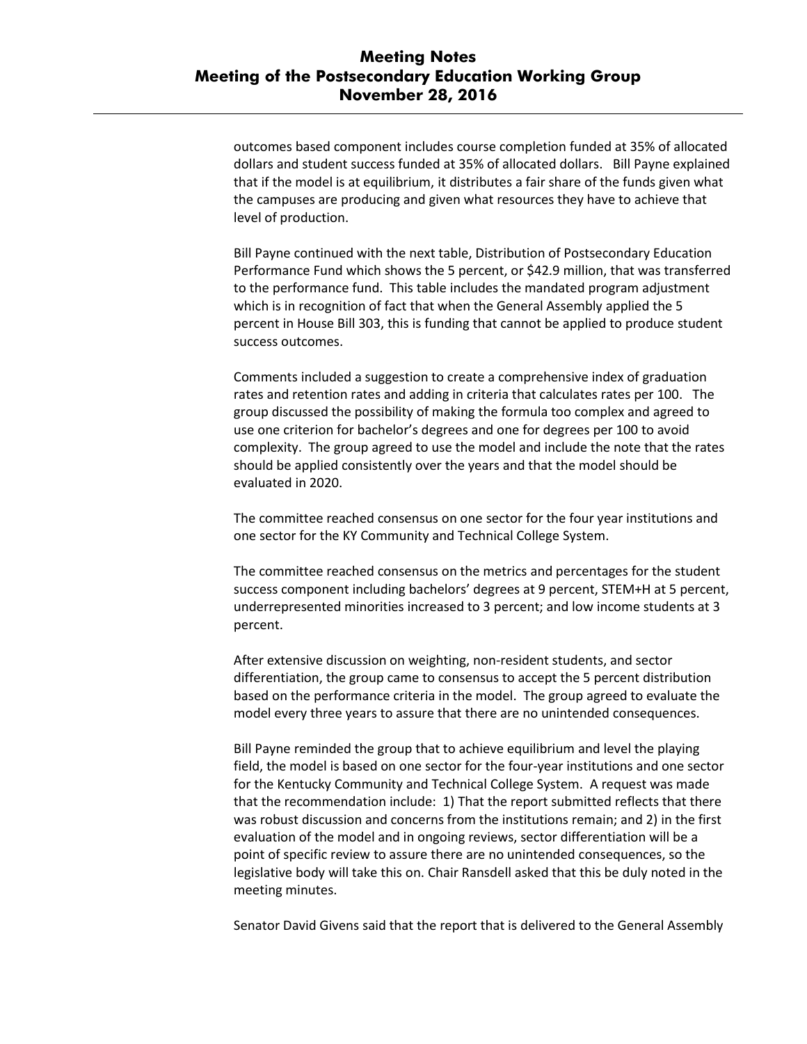outcomes based component includes course completion funded at 35% of allocated dollars and student success funded at 35% of allocated dollars. Bill Payne explained that if the model is at equilibrium, it distributes a fair share of the funds given what the campuses are producing and given what resources they have to achieve that level of production.

Bill Payne continued with the next table, Distribution of Postsecondary Education Performance Fund which shows the 5 percent, or $42.9 million, that was transferred to the performance fund. This table includes the mandated program adjustment which is in recognition of fact that when the General Assembly applied the 5 percent in House Bill 303, this is funding that cannot be applied to produce student success outcomes.

Comments included a suggestion to create a comprehensive index of graduation rates and retention rates and adding in criteria that calculates rates per 100. The group discussed the possibility of making the formula too complex and agreed to use one criterion for bachelor's degrees and one for degrees per 100 to avoid complexity. The group agreed to use the model and include the note that the rates should be applied consistently over the years and that the model should be evaluated in 2020.

The committee reached consensus on one sector for the four year institutions and one sector for the KY Community and Technical College System.

The committee reached consensus on the metrics and percentages for the student success component including bachelors' degrees at 9 percent, STEM+H at 5 percent, underrepresented minorities increased to 3 percent; and low income students at 3 percent.

After extensive discussion on weighting, non-resident students, and sector differentiation, the group came to consensus to accept the 5 percent distribution based on the performance criteria in the model. The group agreed to evaluate the model every three years to assure that there are no unintended consequences.

Bill Payne reminded the group that to achieve equilibrium and level the playing field, the model is based on one sector for the four-year institutions and one sector for the Kentucky Community and Technical College System. A request was made that the recommendation include: 1) That the report submitted reflects that there was robust discussion and concerns from the institutions remain; and 2) in the first evaluation of the model and in ongoing reviews, sector differentiation will be a point of specific review to assure there are no unintended consequences, so the legislative body will take this on. Chair Ransdell asked that this be duly noted in the meeting minutes.

Senator David Givens said that the report that is delivered to the General Assembly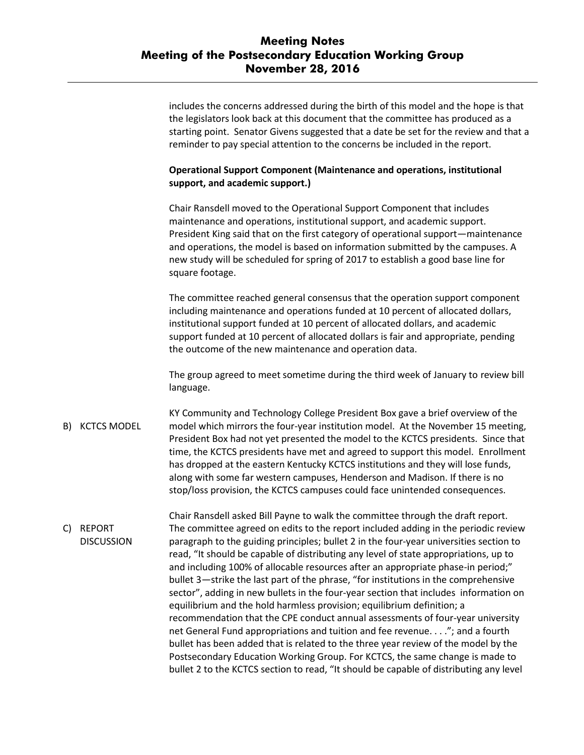includes the concerns addressed during the birth of this model and the hope is that the legislators look back at this document that the committee has produced as a starting point. Senator Givens suggested that a date be set for the review and that a reminder to pay special attention to the concerns be included in the report.

**Operational Support Component (Maintenance and operations, institutional support, and academic support.)**

Chair Ransdell moved to the Operational Support Component that includes maintenance and operations, institutional support, and academic support. President King said that on the first category of operational support—maintenance and operations, the model is based on information submitted by the campuses. A new study will be scheduled for spring of 2017 to establish a good base line for square footage.

The committee reached general consensus that the operation support component including maintenance and operations funded at 10 percent of allocated dollars, institutional support funded at 10 percent of allocated dollars, and academic support funded at 10 percent of allocated dollars is fair and appropriate, pending the outcome of the new maintenance and operation data.

The group agreed to meet sometime during the third week of January to review bill language.

B) KCTCS MODEL

KY Community and Technology College President Box gave a brief overview of the model which mirrors the four-year institution model. At the November 15 meeting, President Box had not yet presented the model to the KCTCS presidents. Since that time, the KCTCS presidents have met and agreed to support this model. Enrollment has dropped at the eastern Kentucky KCTCS institutions and they will lose funds, along with some far western campuses, Henderson and Madison. If there is no stop/loss provision, the KCTCS campuses could face unintended consequences.

C) REPORT DISCUSSION

Chair Ransdell asked Bill Payne to walk the committee through the draft report. The committee agreed on edits to the report included adding in the periodic review paragraph to the guiding principles; bullet 2 in the four-year universities section to read, "It should be capable of distributing any level of state appropriations, up to and including 100% of allocable resources after an appropriate phase-in period;" bullet 3—strike the last part of the phrase, "for institutions in the comprehensive sector", adding in new bullets in the four-year section that includes information on equilibrium and the hold harmless provision; equilibrium definition; a recommendation that the CPE conduct annual assessments of four-year university net General Fund appropriations and tuition and fee revenue. . . ."; and a fourth bullet has been added that is related to the three year review of the model by the Postsecondary Education Working Group. For KCTCS, the same change is made to bullet 2 to the KCTCS section to read, "It should be capable of distributing any level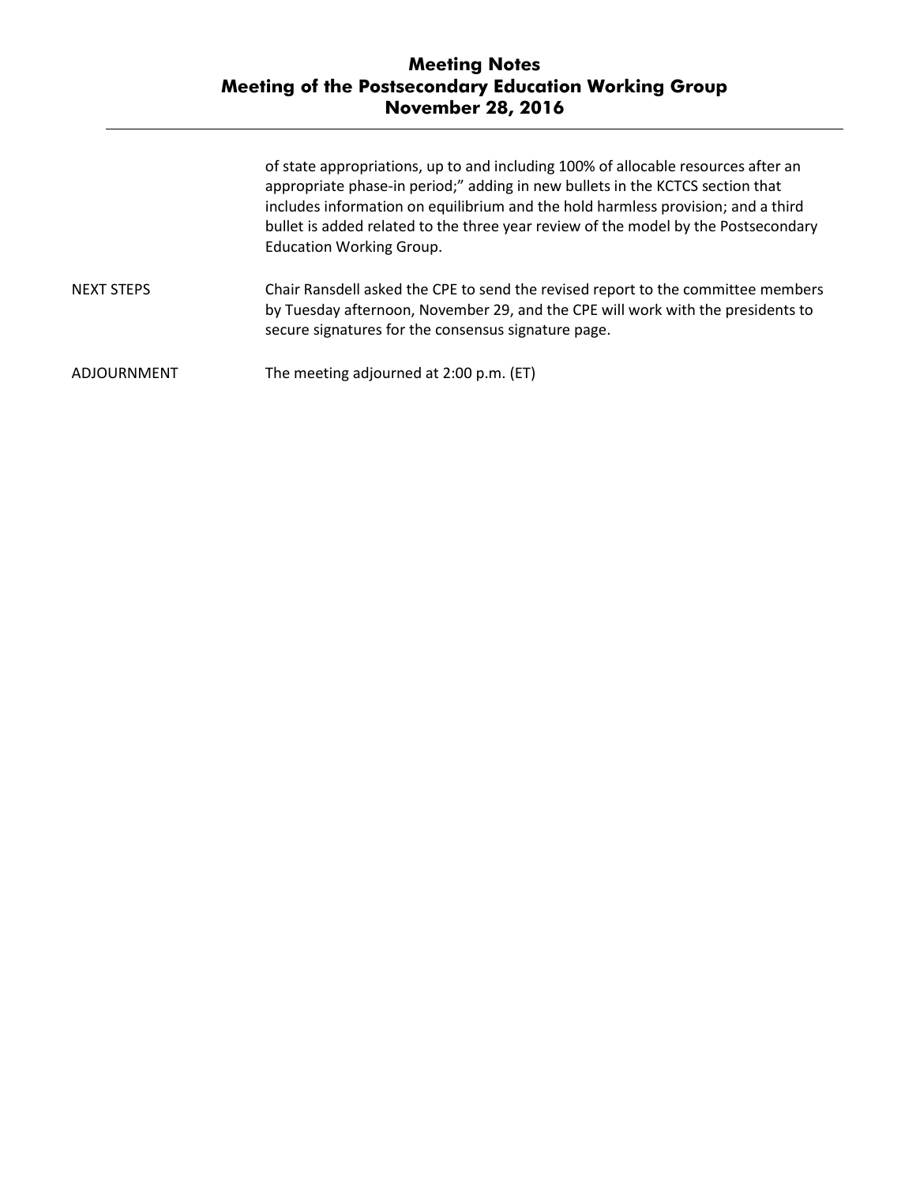of state appropriations, up to and including 100% of allocable resources after an appropriate phase-in period;" adding in new bullets in the KCTCS section that includes information on equilibrium and the hold harmless provision; and a third bullet is added related to the three year review of the model by the Postsecondary Education Working Group.

NEXT STEPS

Chair Ransdell asked the CPE to send the revised report to the committee members by Tuesday afternoon, November 29, and the CPE will work with the presidents to secure signatures for the consensus signature page.

ADJOURNMENT

The meeting adjourned at 2:00 p.m. (ET)